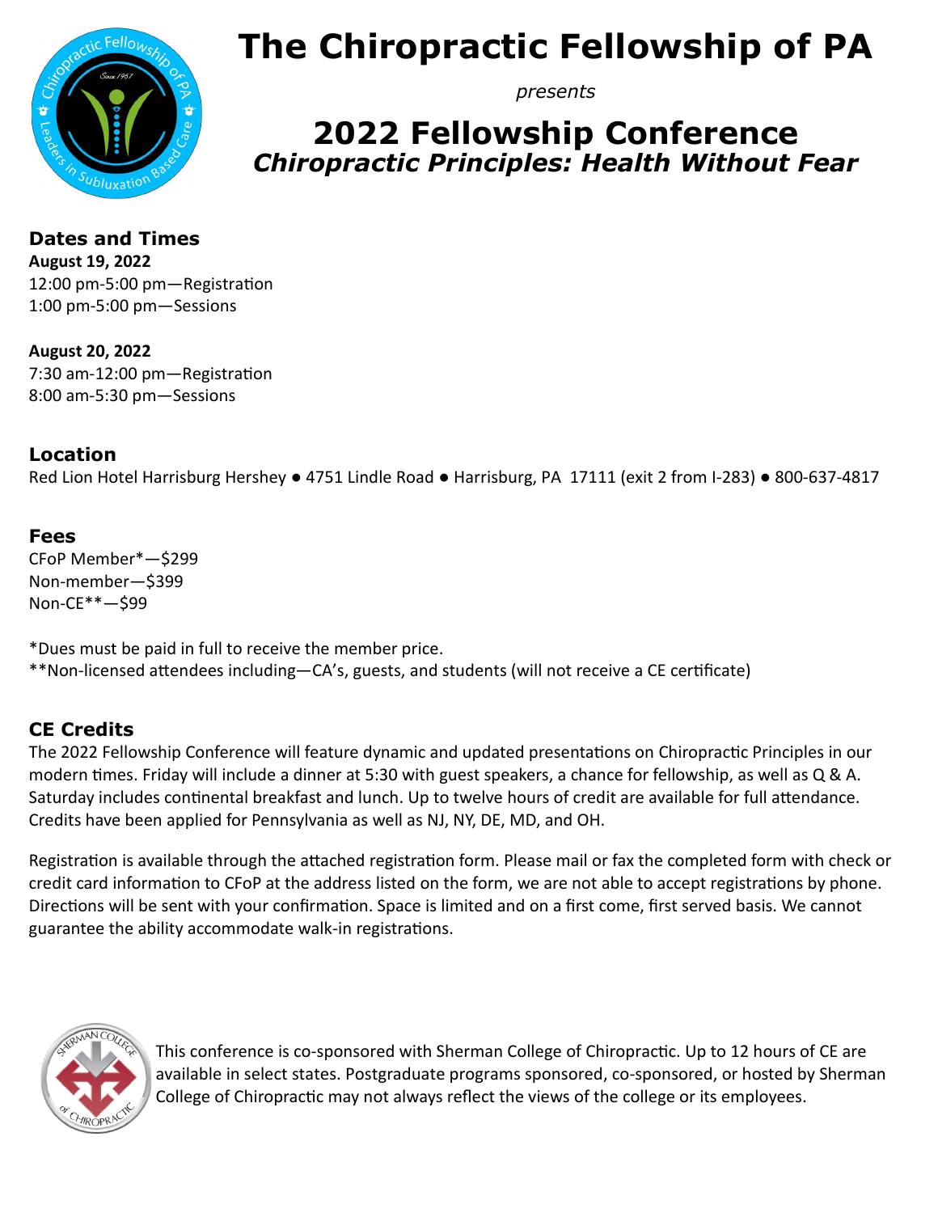# The Chiropractic Fellowship of PA

*presents*

## 2022 Fellowship Conference
### *Chiropractic Principles: Health Without Fear*

### Dates and Times

**August 19, 2022**
12:00 pm-5:00 pm—Registration
1:00 pm-5:00 pm—Sessions

**August 20, 2022**
7:30 am-12:00 pm—Registration
8:00 am-5:30 pm—Sessions

### Location

Red Lion Hotel Harrisburg Hershey ● 4751 Lindle Road ● Harrisburg, PA 17111 (exit 2 from I-283) ● 800-637-4817

### Fees

CFoP Member*—$299
Non-member—$399
Non-CE**—$99

*Dues must be paid in full to receive the member price.
**Non-licensed attendees including—CA's, guests, and students (will not receive a CE certificate)

### CE Credits

The 2022 Fellowship Conference will feature dynamic and updated presentations on Chiropractic Principles in our modern times. Friday will include a dinner at 5:30 with guest speakers, a chance for fellowship, as well as Q & A. Saturday includes continental breakfast and lunch. Up to twelve hours of credit are available for full attendance. Credits have been applied for Pennsylvania as well as NJ, NY, DE, MD, and OH.

Registration is available through the attached registration form. Please mail or fax the completed form with check or credit card information to CFoP at the address listed on the form, we are not able to accept registrations by phone. Directions will be sent with your confirmation. Space is limited and on a first come, first served basis. We cannot guarantee the ability accommodate walk-in registrations.

This conference is co-sponsored with Sherman College of Chiropractic. Up to 12 hours of CE are available in select states. Postgraduate programs sponsored, co-sponsored, or hosted by Sherman College of Chiropractic may not always reflect the views of the college or its employees.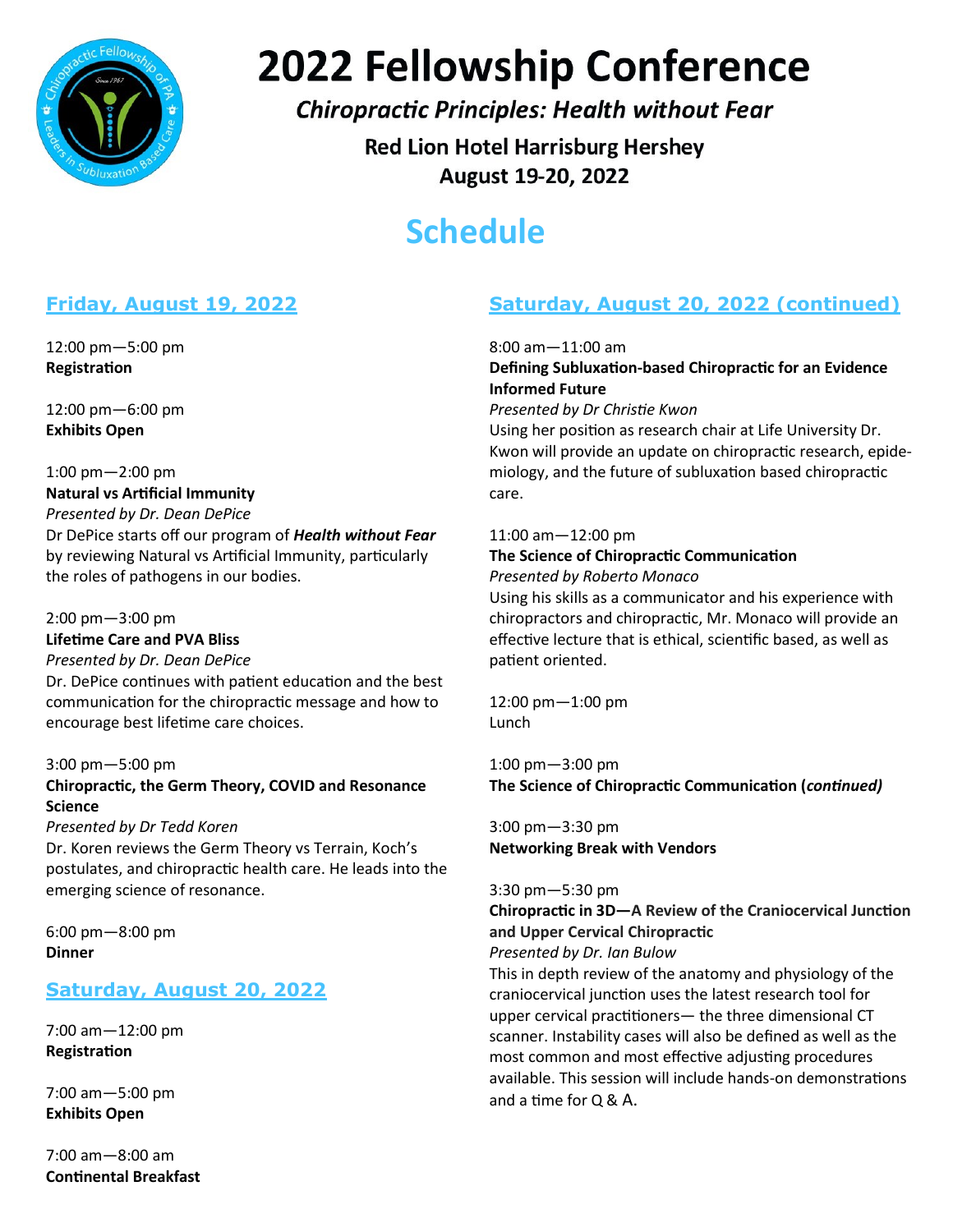# 2022 Fellowship Conference

## *Chiropractic Principles: Health without Fear*

**Red Lion Hotel Harrisburg Hershey**
**August 19-20, 2022**

# Schedule

## Friday, August 19, 2022

12:00 pm—5:00 pm
**Registration**

12:00 pm—6:00 pm
**Exhibits Open**

1:00 pm—2:00 pm
**Natural vs Artificial Immunity**
*Presented by Dr. Dean DePice*
Dr DePice starts off our program of ***Health without Fear*** by reviewing Natural vs Artificial Immunity, particularly the roles of pathogens in our bodies.

2:00 pm—3:00 pm
**Lifetime Care and PVA Bliss**
*Presented by Dr. Dean DePice*
Dr. DePice continues with patient education and the best communication for the chiropractic message and how to encourage best lifetime care choices.

3:00 pm—5:00 pm
**Chiropractic, the Germ Theory, COVID and Resonance Science**
*Presented by Dr Tedd Koren*
Dr. Koren reviews the Germ Theory vs Terrain, Koch's postulates, and chiropractic health care. He leads into the emerging science of resonance.

6:00 pm—8:00 pm
**Dinner**

## Saturday, August 20, 2022

7:00 am—12:00 pm
**Registration**

7:00 am—5:00 pm
**Exhibits Open**

7:00 am—8:00 am
**Continental Breakfast**

## Saturday, August 20, 2022 (continued)

8:00 am—11:00 am
**Defining Subluxation-based Chiropractic for an Evidence Informed Future**
*Presented by Dr Christie Kwon*
Using her position as research chair at Life University Dr. Kwon will provide an update on chiropractic research, epidemiology, and the future of subluxation based chiropractic care.

11:00 am—12:00 pm
**The Science of Chiropractic Communication**
*Presented by Roberto Monaco*
Using his skills as a communicator and his experience with chiropractors and chiropractic, Mr. Monaco will provide an effective lecture that is ethical, scientific based, as well as patient oriented.

12:00 pm—1:00 pm
Lunch

1:00 pm—3:00 pm
**The Science of Chiropractic Communication (*continued*)**

3:00 pm—3:30 pm
**Networking Break with Vendors**

3:30 pm—5:30 pm
**Chiropractic in 3D—A Review of the Craniocervical Junction and Upper Cervical Chiropractic**
*Presented by Dr. Ian Bulow*
This in depth review of the anatomy and physiology of the craniocervical junction uses the latest research tool for upper cervical practitioners— the three dimensional CT scanner. Instability cases will also be defined as well as the most common and most effective adjusting procedures available. This session will include hands-on demonstrations and a time for Q & A.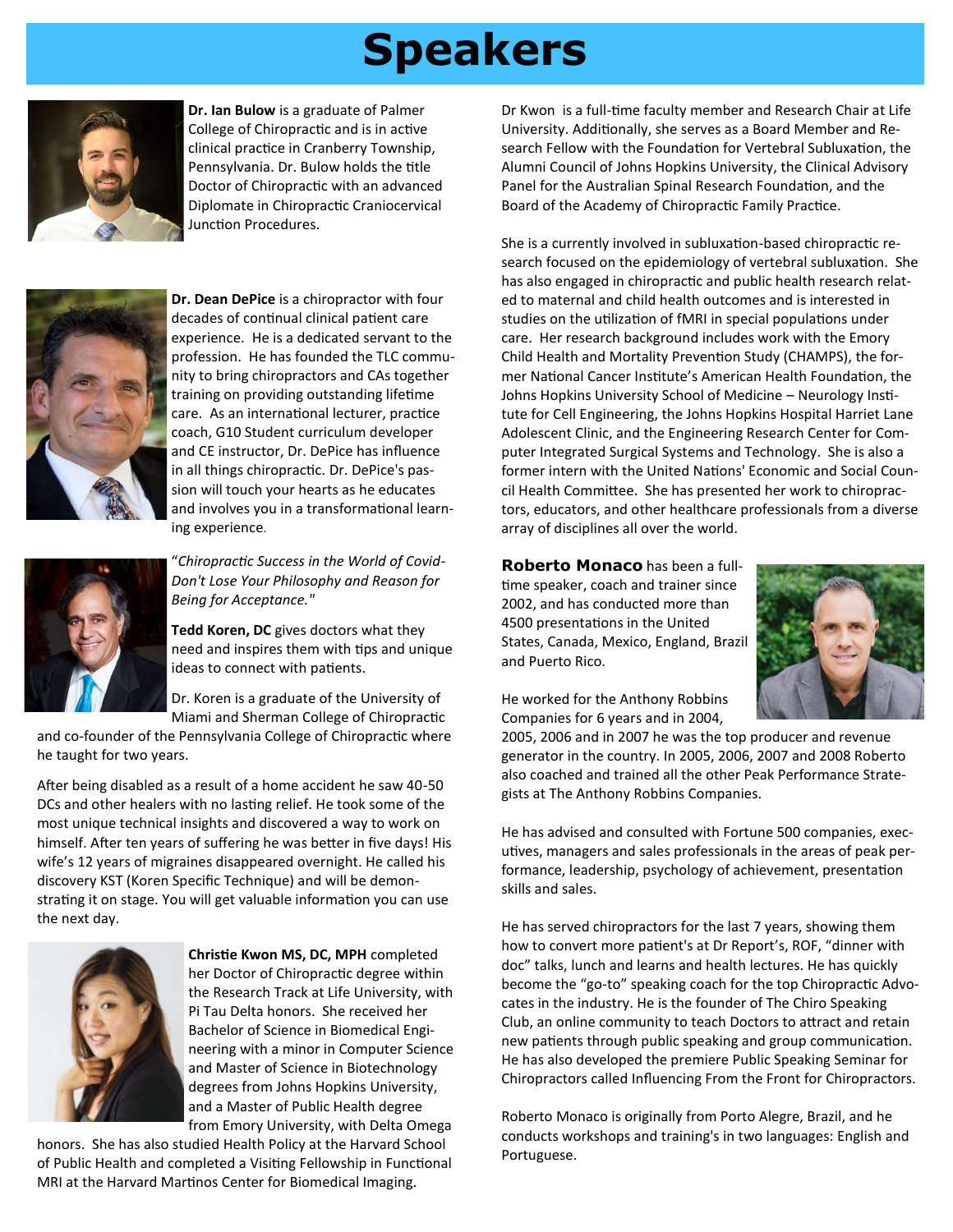# Speakers

**Dr. Ian Bulow** is a graduate of Palmer College of Chiropractic and is in active clinical practice in Cranberry Township, Pennsylvania. Dr. Bulow holds the title Doctor of Chiropractic with an advanced Diplomate in Chiropractic Craniocervical Junction Procedures.

**Dr. Dean DePice** is a chiropractor with four decades of continual clinical patient care experience. He is a dedicated servant to the profession. He has founded the TLC community to bring chiropractors and CAs together training on providing outstanding lifetime care. As an international lecturer, practice coach, G10 Student curriculum developer and CE instructor, Dr. DePice has influence in all things chiropractic. Dr. DePice's passion will touch your hearts as he educates and involves you in a transformational learning experience.

"*Chiropractic Success in the World of Covid- Don't Lose Your Philosophy and Reason for Being for Acceptance.*"

**Tedd Koren, DC** gives doctors what they need and inspires them with tips and unique ideas to connect with patients.

Dr. Koren is a graduate of the University of Miami and Sherman College of Chiropractic and co-founder of the Pennsylvania College of Chiropractic where he taught for two years.

After being disabled as a result of a home accident he saw 40-50 DCs and other healers with no lasting relief. He took some of the most unique technical insights and discovered a way to work on himself. After ten years of suffering he was better in five days! His wife's 12 years of migraines disappeared overnight. He called his discovery KST (Koren Specific Technique) and will be demonstrating it on stage. You will get valuable information you can use the next day.

**Christie Kwon MS, DC, MPH** completed her Doctor of Chiropractic degree within the Research Track at Life University, with Pi Tau Delta honors. She received her Bachelor of Science in Biomedical Engineering with a minor in Computer Science and Master of Science in Biotechnology degrees from Johns Hopkins University, and a Master of Public Health degree from Emory University, with Delta Omega honors. She has also studied Health Policy at the Harvard School of Public Health and completed a Visiting Fellowship in Functional MRI at the Harvard Martinos Center for Biomedical Imaging.

Dr Kwon is a full-time faculty member and Research Chair at Life University. Additionally, she serves as a Board Member and Research Fellow with the Foundation for Vertebral Subluxation, the Alumni Council of Johns Hopkins University, the Clinical Advisory Panel for the Australian Spinal Research Foundation, and the Board of the Academy of Chiropractic Family Practice.

She is a currently involved in subluxation-based chiropractic research focused on the epidemiology of vertebral subluxation. She has also engaged in chiropractic and public health research related to maternal and child health outcomes and is interested in studies on the utilization of fMRI in special populations under care. Her research background includes work with the Emory Child Health and Mortality Prevention Study (CHAMPS), the former National Cancer Institute's American Health Foundation, the Johns Hopkins University School of Medicine – Neurology Institute for Cell Engineering, the Johns Hopkins Hospital Harriet Lane Adolescent Clinic, and the Engineering Research Center for Computer Integrated Surgical Systems and Technology. She is also a former intern with the United Nations' Economic and Social Council Health Committee. She has presented her work to chiropractors, educators, and other healthcare professionals from a diverse array of disciplines all over the world.

**Roberto Monaco** has been a full-time speaker, coach and trainer since 2002, and has conducted more than 4500 presentations in the United States, Canada, Mexico, England, Brazil and Puerto Rico.

He worked for the Anthony Robbins Companies for 6 years and in 2004, 2005, 2006 and in 2007 he was the top producer and revenue generator in the country. In 2005, 2006, 2007 and 2008 Roberto also coached and trained all the other Peak Performance Strategists at The Anthony Robbins Companies.

He has advised and consulted with Fortune 500 companies, executives, managers and sales professionals in the areas of peak performance, leadership, psychology of achievement, presentation skills and sales.

He has served chiropractors for the last 7 years, showing them how to convert more patient's at Dr Report's, ROF, "dinner with doc" talks, lunch and learns and health lectures. He has quickly become the "go-to" speaking coach for the top Chiropractic Advocates in the industry. He is the founder of The Chiro Speaking Club, an online community to teach Doctors to attract and retain new patients through public speaking and group communication. He has also developed the premiere Public Speaking Seminar for Chiropractors called Influencing From the Front for Chiropractors.

Roberto Monaco is originally from Porto Alegre, Brazil, and he conducts workshops and training's in two languages: English and Portuguese.